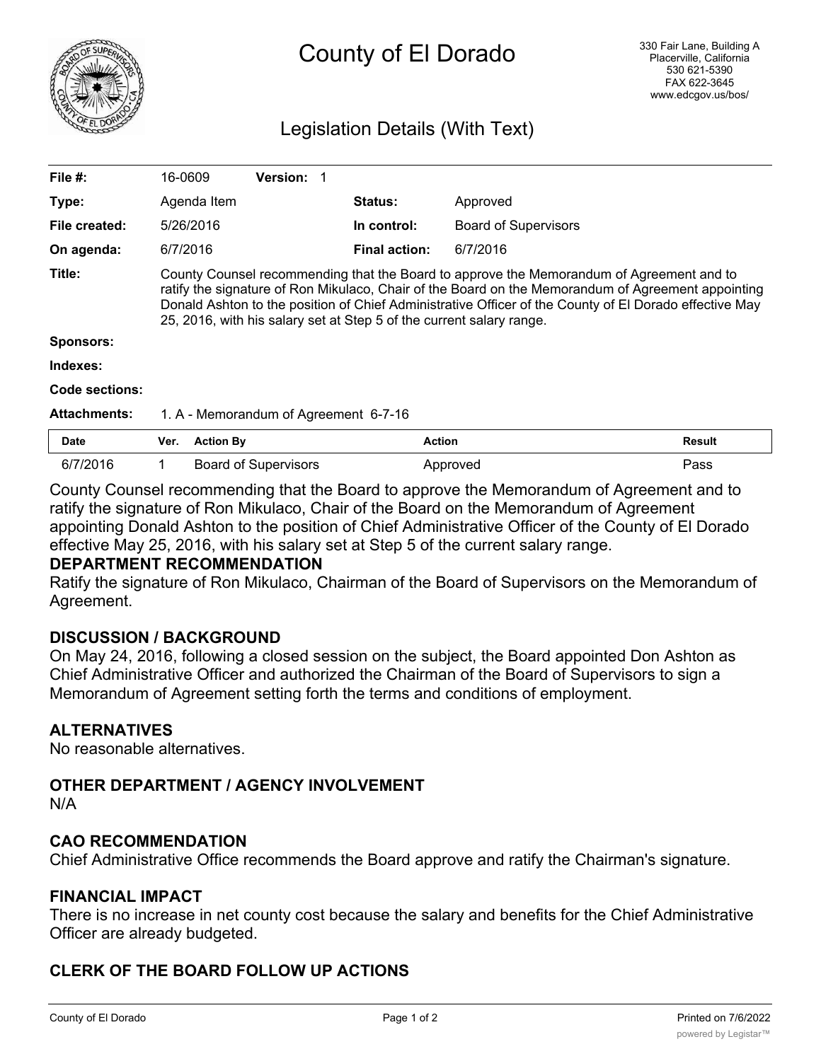# County of El Dorado

330 Fair Lane, Building A
Placerville, California
530 621-5390
FAX 622-3645
www.edcgov.us/bos/

## Legislation Details (With Text)

| | | | |
|---|---|---|---|
| **File #:** | 16-0609 **Version:** 1 | | |
| **Type:** | Agenda Item | **Status:** | Approved |
| **File created:** | 5/26/2016 | **In control:** | Board of Supervisors |
| **On agenda:** | 6/7/2016 | **Final action:** | 6/7/2016 |

**Title:** County Counsel recommending that the Board to approve the Memorandum of Agreement and to ratify the signature of Ron Mikulaco, Chair of the Board on the Memorandum of Agreement appointing Donald Ashton to the position of Chief Administrative Officer of the County of El Dorado effective May 25, 2016, with his salary set at Step 5 of the current salary range.

**Sponsors:**

**Indexes:**

**Code sections:**

**Attachments:** 1. A - Memorandum of Agreement 6-7-16

| Date | Ver. | Action By | Action | Result |
|---|---|---|---|---|
| 6/7/2016 | 1 | Board of Supervisors | Approved | Pass |

County Counsel recommending that the Board to approve the Memorandum of Agreement and to ratify the signature of Ron Mikulaco, Chair of the Board on the Memorandum of Agreement appointing Donald Ashton to the position of Chief Administrative Officer of the County of El Dorado effective May 25, 2016, with his salary set at Step 5 of the current salary range.

### DEPARTMENT RECOMMENDATION

Ratify the signature of Ron Mikulaco, Chairman of the Board of Supervisors on the Memorandum of Agreement.

### DISCUSSION / BACKGROUND

On May 24, 2016, following a closed session on the subject, the Board appointed Don Ashton as Chief Administrative Officer and authorized the Chairman of the Board of Supervisors to sign a Memorandum of Agreement setting forth the terms and conditions of employment.

### ALTERNATIVES

No reasonable alternatives.

### OTHER DEPARTMENT / AGENCY INVOLVEMENT

N/A

### CAO RECOMMENDATION

Chief Administrative Office recommends the Board approve and ratify the Chairman's signature.

### FINANCIAL IMPACT

There is no increase in net county cost because the salary and benefits for the Chief Administrative Officer are already budgeted.

### CLERK OF THE BOARD FOLLOW UP ACTIONS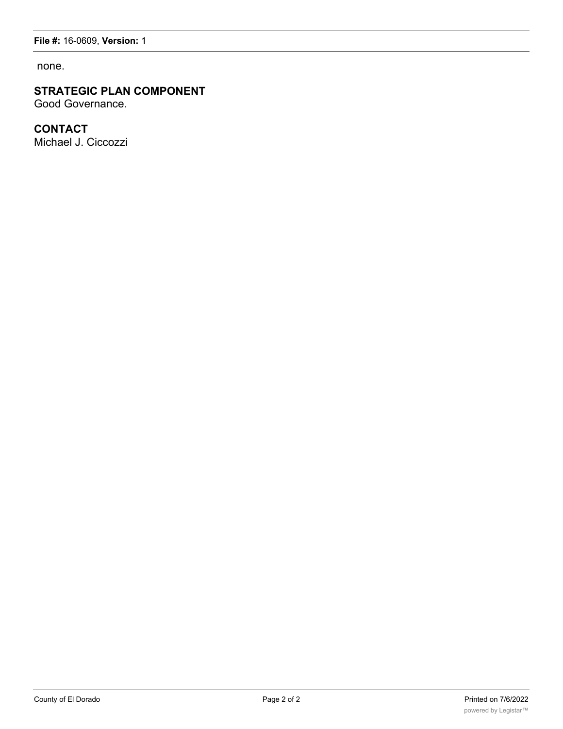none.

**STRATEGIC PLAN COMPONENT**
Good Governance.

**CONTACT**
Michael J. Ciccozzi